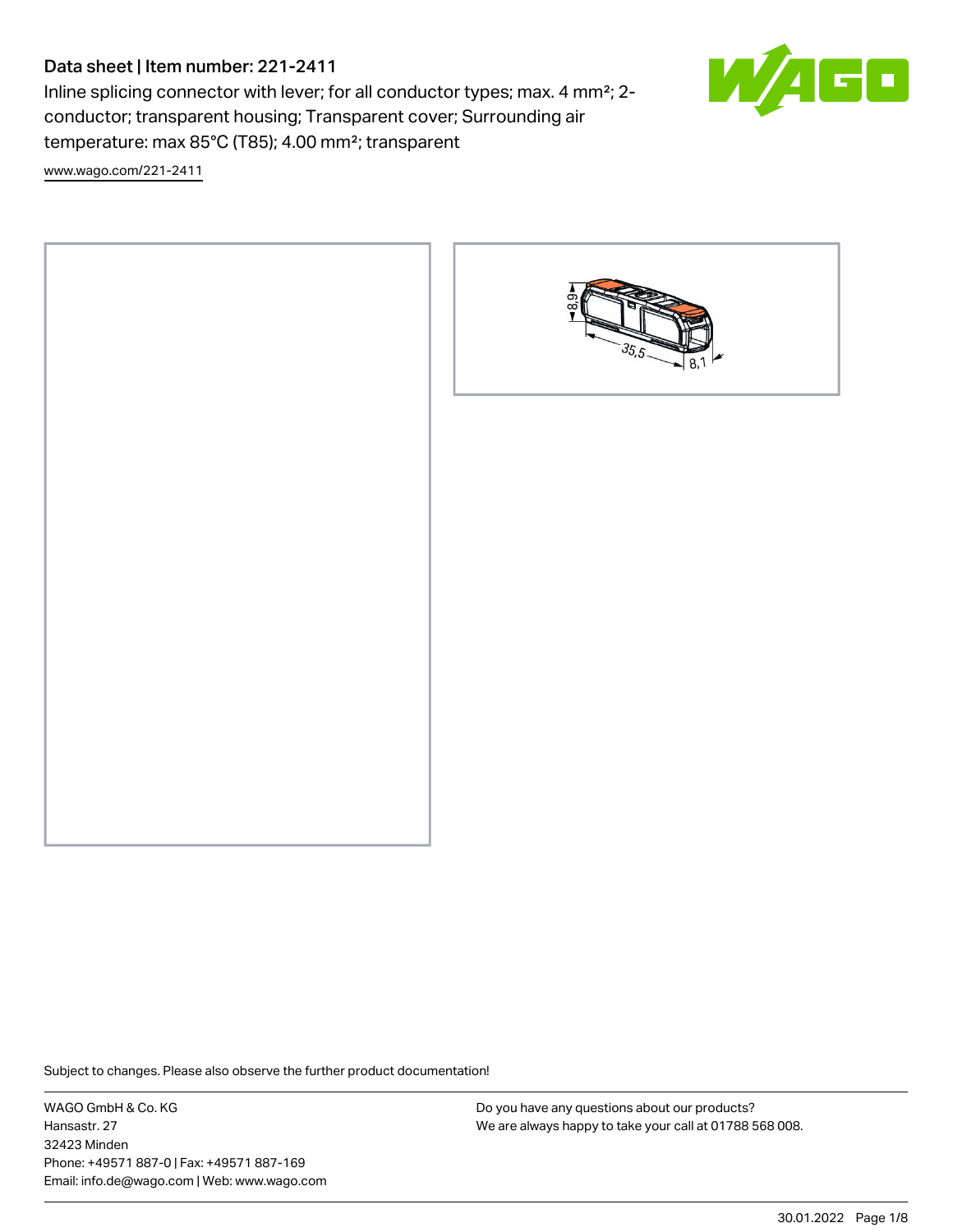# Data sheet | Item number: 221-2411

Inline splicing connector with lever; for all conductor types; max. 4 mm²; 2-conductor; transparent housing; Transparent cover; Surrounding air temperature: max 85°C (T85); 4.00 mm²; transparent

www.wago.com/221-2411

Subject to changes. Please also observe the further product documentation!

WAGO GmbH & Co. KG
Hansastr. 27
32423 Minden
Phone: +49571 887-0 | Fax: +49571 887-169
Email: info.de@wago.com | Web: www.wago.com

Do you have any questions about our products?
We are always happy to take your call at 01788 568 008.

30.01.2022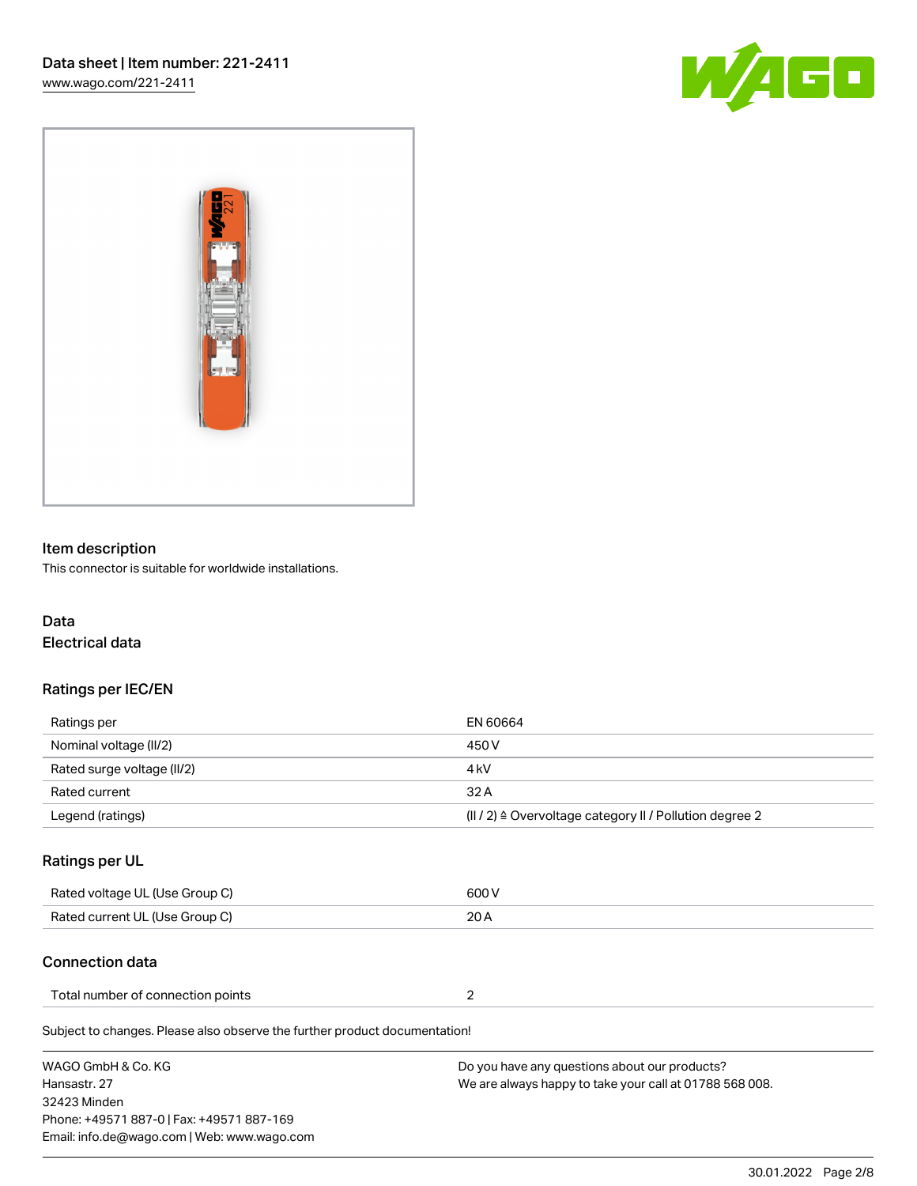Data sheet | Item number: 221-2411

www.wago.com/221-2411

## Item description

This connector is suitable for worldwide installations.

## Data

### Electrical data

#### Ratings per IEC/EN

| | |
|---|---|
| Ratings per | EN 60664 |
| Nominal voltage (II/2) | 450 V |
| Rated surge voltage (II/2) | 4 kV |
| Rated current | 32 A |
| Legend (ratings) | (II / 2) ≙ Overvoltage category II / Pollution degree 2 |

#### Ratings per UL

| | |
|---|---|
| Rated voltage UL (Use Group C) | 600 V |
| Rated current UL (Use Group C) | 20 A |

### Connection data

| | |
|---|---|
| Total number of connection points | 2 |

Subject to changes. Please also observe the further product documentation!

WAGO GmbH & Co. KG
Hansastr. 27
32423 Minden
Phone: +49571 887-0 | Fax: +49571 887-169
Email: info.de@wago.com | Web: www.wago.com

Do you have any questions about our products?
We are always happy to take your call at 01788 568 008.

30.01.2022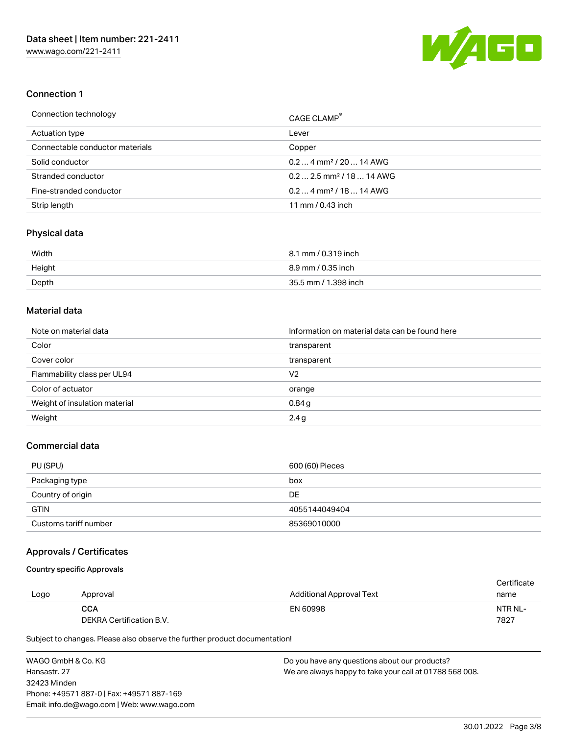## Connection 1

| Connection technology | CAGE CLAMP® |
| --- | --- |
| Actuation type | Lever |
| Connectable conductor materials | Copper |
| Solid conductor | 0.2 … 4 mm² / 20 … 14 AWG |
| Stranded conductor | 0.2 … 2.5 mm² / 18 … 14 AWG |
| Fine-stranded conductor | 0.2 … 4 mm² / 18 … 14 AWG |
| Strip length | 11 mm / 0.43 inch |

## Physical data

| Width | 8.1 mm / 0.319 inch |
| --- | --- |
| Height | 8.9 mm / 0.35 inch |
| Depth | 35.5 mm / 1.398 inch |

## Material data

| Note on material data | Information on material data can be found here |
| --- | --- |
| Color | transparent |
| Cover color | transparent |
| Flammability class per UL94 | V2 |
| Color of actuator | orange |
| Weight of insulation material | 0.84 g |
| Weight | 2.4 g |

## Commercial data

| PU (SPU) | 600 (60) Pieces |
| --- | --- |
| Packaging type | box |
| Country of origin | DE |
| GTIN | 4055144049404 |
| Customs tariff number | 85369010000 |

## Approvals / Certificates

### Country specific Approvals

| Logo | Approval | Additional Approval Text | Certificate name |
| --- | --- | --- | --- |
| | **CCA**<br>DEKRA Certification B.V. | EN 60998 | NTR NL-7827 |

Subject to changes. Please also observe the further product documentation!

WAGO GmbH & Co. KG
Hansastr. 27
32423 Minden
Phone: +49571 887-0 | Fax: +49571 887-169
Email: info.de@wago.com | Web: www.wago.com

Do you have any questions about our products?
We are always happy to take your call at 01788 568 008.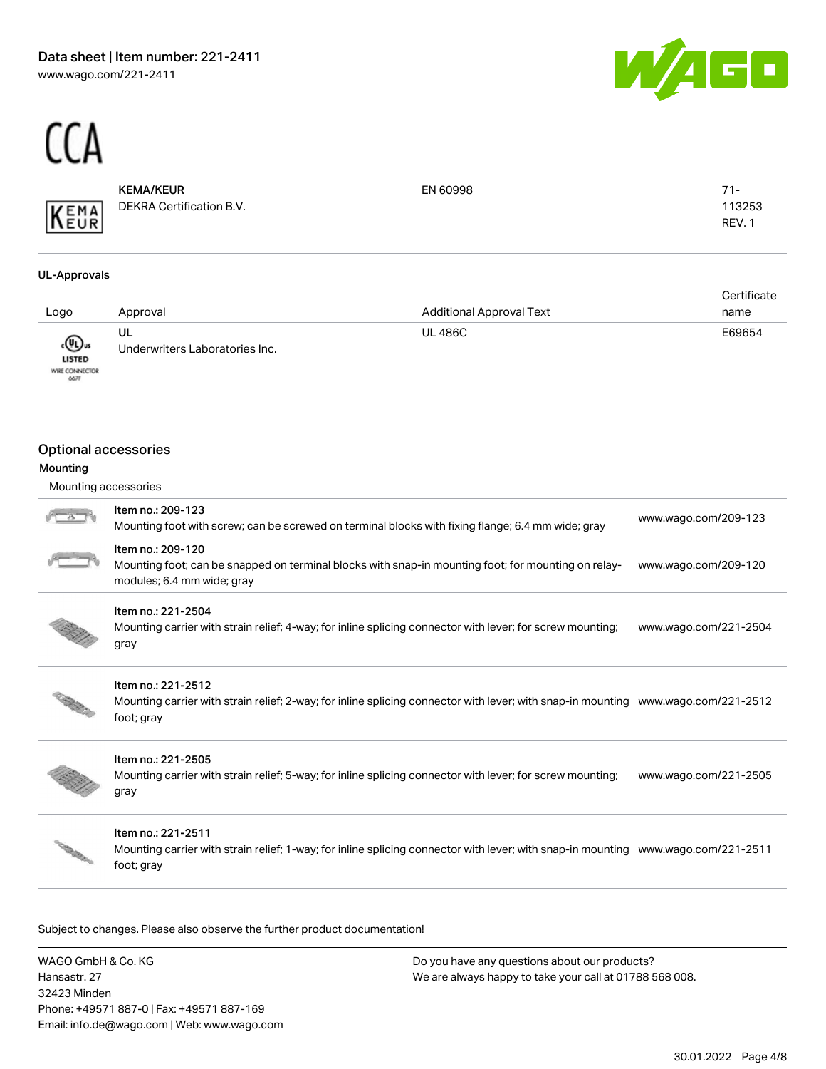CCA

| | | | |
|---|---|---|---|
| KEMA EUR | **KEMA/KEUR** DEKRA Certification B.V. | EN 60998 | 71-113253 REV. 1 |

UL-Approvals

| Logo | Approval | Additional Approval Text | Certificate name |
|---|---|---|---|
| c UL us LISTED WIRE CONNECTOR 667F | **UL** Underwriters Laboratories Inc. | UL 486C | E69654 |

## Optional accessories

### Mounting

Mounting accessories

| | | |
|---|---|---|
| | Item no.: 209-123 Mounting foot with screw; can be screwed on terminal blocks with fixing flange; 6.4 mm wide; gray | www.wago.com/209-123 |
| | Item no.: 209-120 Mounting foot; can be snapped on terminal blocks with snap-in mounting foot; for mounting on relay-modules; 6.4 mm wide; gray | www.wago.com/209-120 |
| | Item no.: 221-2504 Mounting carrier with strain relief; 4-way; for inline splicing connector with lever; for screw mounting; gray | www.wago.com/221-2504 |
| | Item no.: 221-2512 Mounting carrier with strain relief; 2-way; for inline splicing connector with lever; with snap-in mounting foot; gray | www.wago.com/221-2512 |
| | Item no.: 221-2505 Mounting carrier with strain relief; 5-way; for inline splicing connector with lever; for screw mounting; gray | www.wago.com/221-2505 |
| | Item no.: 221-2511 Mounting carrier with strain relief; 1-way; for inline splicing connector with lever; with snap-in mounting foot; gray | www.wago.com/221-2511 |

Subject to changes. Please also observe the further product documentation!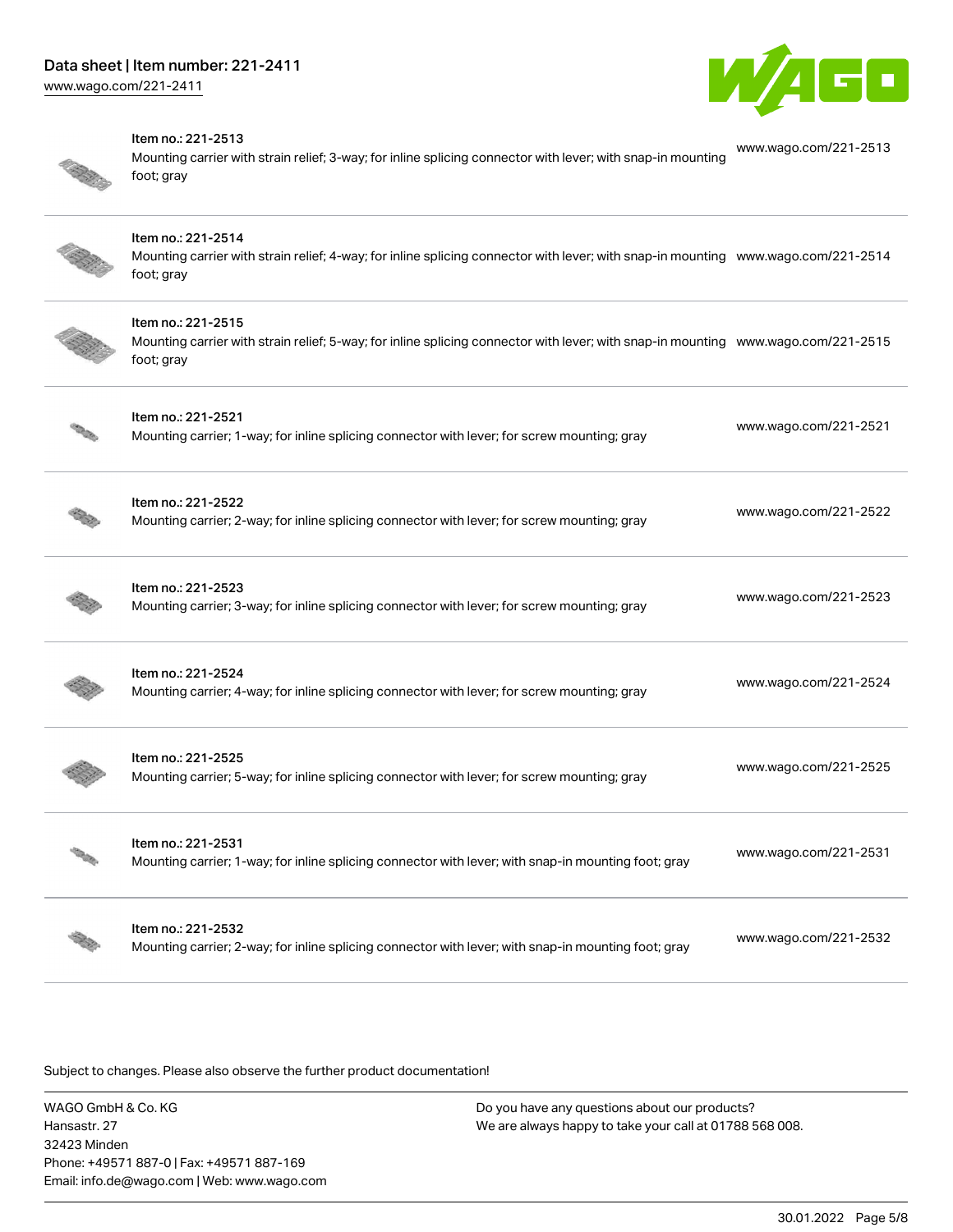| Item | URL |
|---|---|
| Item no.: 221-2513<br>Mounting carrier with strain relief; 3-way; for inline splicing connector with lever; with snap-in mounting foot; gray | www.wago.com/221-2513 |
| Item no.: 221-2514<br>Mounting carrier with strain relief; 4-way; for inline splicing connector with lever; with snap-in mounting foot; gray | www.wago.com/221-2514 |
| Item no.: 221-2515<br>Mounting carrier with strain relief; 5-way; for inline splicing connector with lever; with snap-in mounting foot; gray | www.wago.com/221-2515 |
| Item no.: 221-2521<br>Mounting carrier; 1-way; for inline splicing connector with lever; for screw mounting; gray | www.wago.com/221-2521 |
| Item no.: 221-2522<br>Mounting carrier; 2-way; for inline splicing connector with lever; for screw mounting; gray | www.wago.com/221-2522 |
| Item no.: 221-2523<br>Mounting carrier; 3-way; for inline splicing connector with lever; for screw mounting; gray | www.wago.com/221-2523 |
| Item no.: 221-2524<br>Mounting carrier; 4-way; for inline splicing connector with lever; for screw mounting; gray | www.wago.com/221-2524 |
| Item no.: 221-2525<br>Mounting carrier; 5-way; for inline splicing connector with lever; for screw mounting; gray | www.wago.com/221-2525 |
| Item no.: 221-2531<br>Mounting carrier; 1-way; for inline splicing connector with lever; with snap-in mounting foot; gray | www.wago.com/221-2531 |
| Item no.: 221-2532<br>Mounting carrier; 2-way; for inline splicing connector with lever; with snap-in mounting foot; gray | www.wago.com/221-2532 |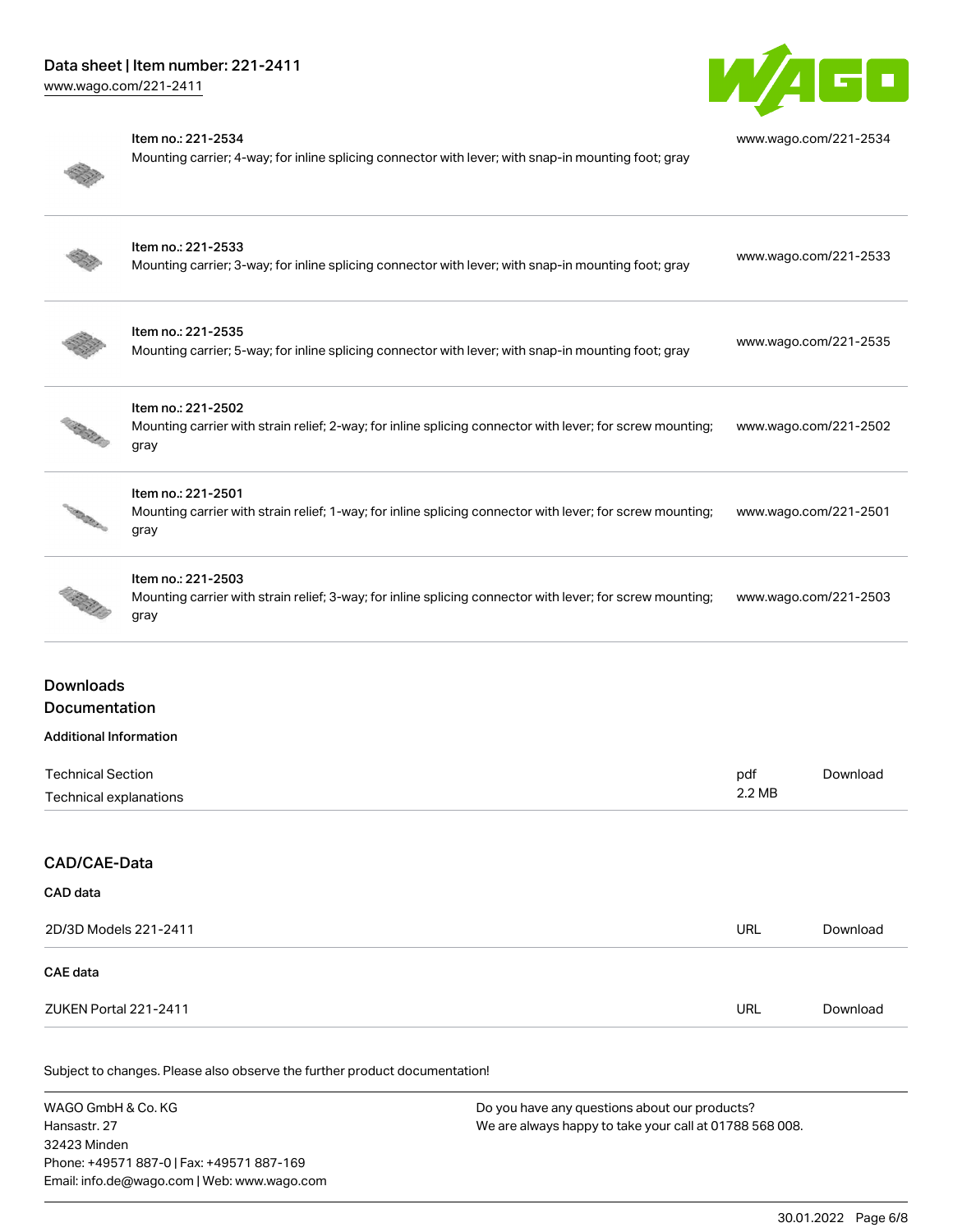| Item | URL |
|---|---|
| Item no.: 221-2534<br>Mounting carrier; 4-way; for inline splicing connector with lever; with snap-in mounting foot; gray | www.wago.com/221-2534 |
| Item no.: 221-2533<br>Mounting carrier; 3-way; for inline splicing connector with lever; with snap-in mounting foot; gray | www.wago.com/221-2533 |
| Item no.: 221-2535<br>Mounting carrier; 5-way; for inline splicing connector with lever; with snap-in mounting foot; gray | www.wago.com/221-2535 |
| Item no.: 221-2502<br>Mounting carrier with strain relief; 2-way; for inline splicing connector with lever; for screw mounting; gray | www.wago.com/221-2502 |
| Item no.: 221-2501<br>Mounting carrier with strain relief; 1-way; for inline splicing connector with lever; for screw mounting; gray | www.wago.com/221-2501 |
| Item no.: 221-2503<br>Mounting carrier with strain relief; 3-way; for inline splicing connector with lever; for screw mounting; gray | www.wago.com/221-2503 |

## Downloads
## Documentation

### Additional Information

| Document | Format | |
|---|---|---|
| Technical Section<br>Technical explanations | pdf<br>2.2 MB | Download |

## CAD/CAE-Data

### CAD data

| Document | Format | |
|---|---|---|
| 2D/3D Models 221-2411 | URL | Download |

### CAE data

| Document | Format | |
|---|---|---|
| ZUKEN Portal 221-2411 | URL | Download |

Subject to changes. Please also observe the further product documentation!

WAGO GmbH & Co. KG
Hansastr. 27
32423 Minden
Phone: +49571 887-0 | Fax: +49571 887-169
Email: info.de@wago.com | Web: www.wago.com

Do you have any questions about our products?
We are always happy to take your call at 01788 568 008.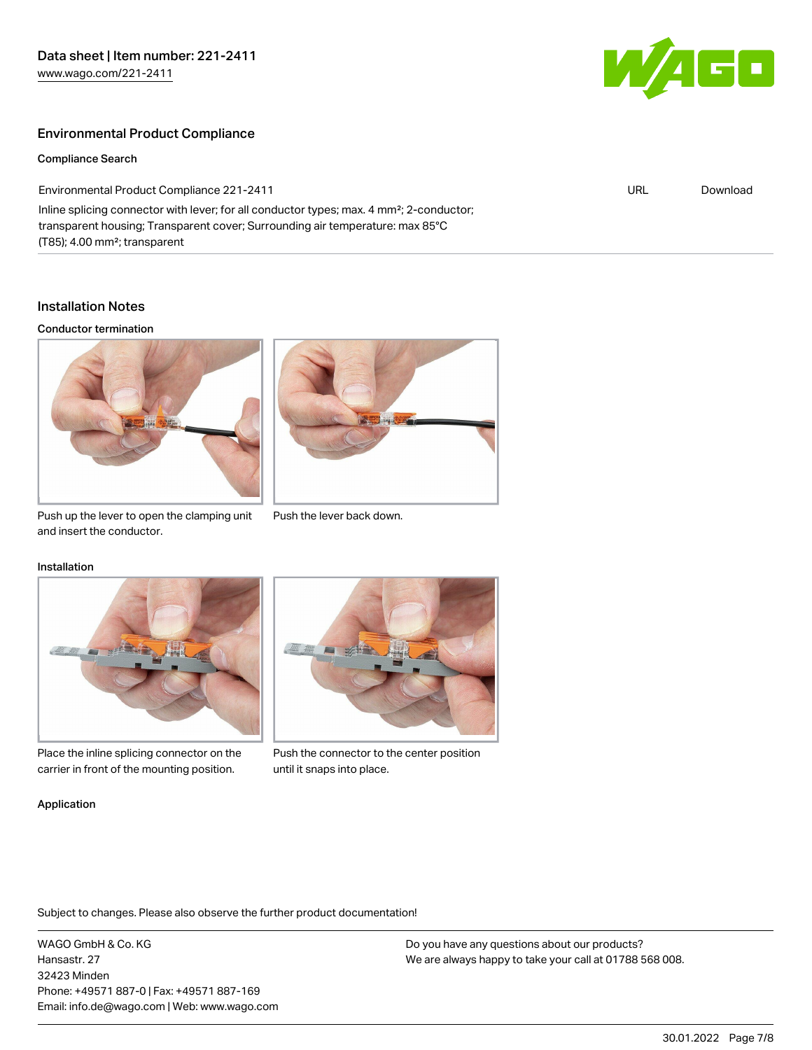## Environmental Product Compliance

### Compliance Search

| Environmental Product Compliance 221-2411 | URL | Download |
| --- | --- | --- |
| Inline splicing connector with lever; for all conductor types; max. 4 mm²; 2-conductor; transparent housing; Transparent cover; Surrounding air temperature: max 85°C (T85); 4.00 mm²; transparent | | |

## Installation Notes

### Conductor termination

Push up the lever to open the clamping unit and insert the conductor.

Push the lever back down.

### Installation

Place the inline splicing connector on the carrier in front of the mounting position.

Push the connector to the center position until it snaps into place.

### Application

Subject to changes. Please also observe the further product documentation!

WAGO GmbH & Co. KG
Hansastr. 27
32423 Minden
Phone: +49571 887-0 | Fax: +49571 887-169
Email: info.de@wago.com | Web: www.wago.com

Do you have any questions about our products?
We are always happy to take your call at 01788 568 008.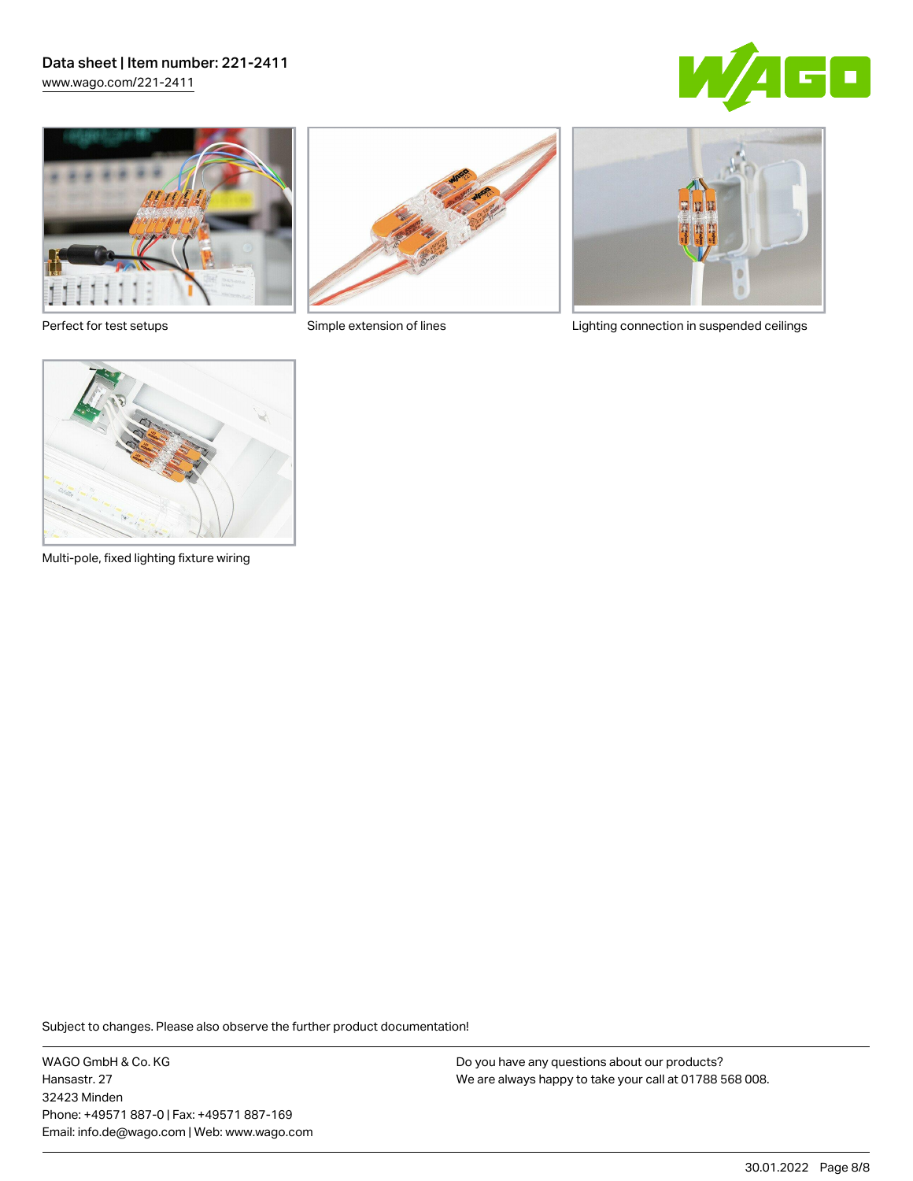Perfect for test setups

Simple extension of lines

Lighting connection in suspended ceilings

Multi-pole, fixed lighting fixture wiring

Subject to changes. Please also observe the further product documentation!

WAGO GmbH & Co. KG
Hansastr. 27
32423 Minden
Phone: +49571 887-0 | Fax: +49571 887-169
Email: info.de@wago.com | Web: www.wago.com

Do you have any questions about our products?
We are always happy to take your call at 01788 568 008.